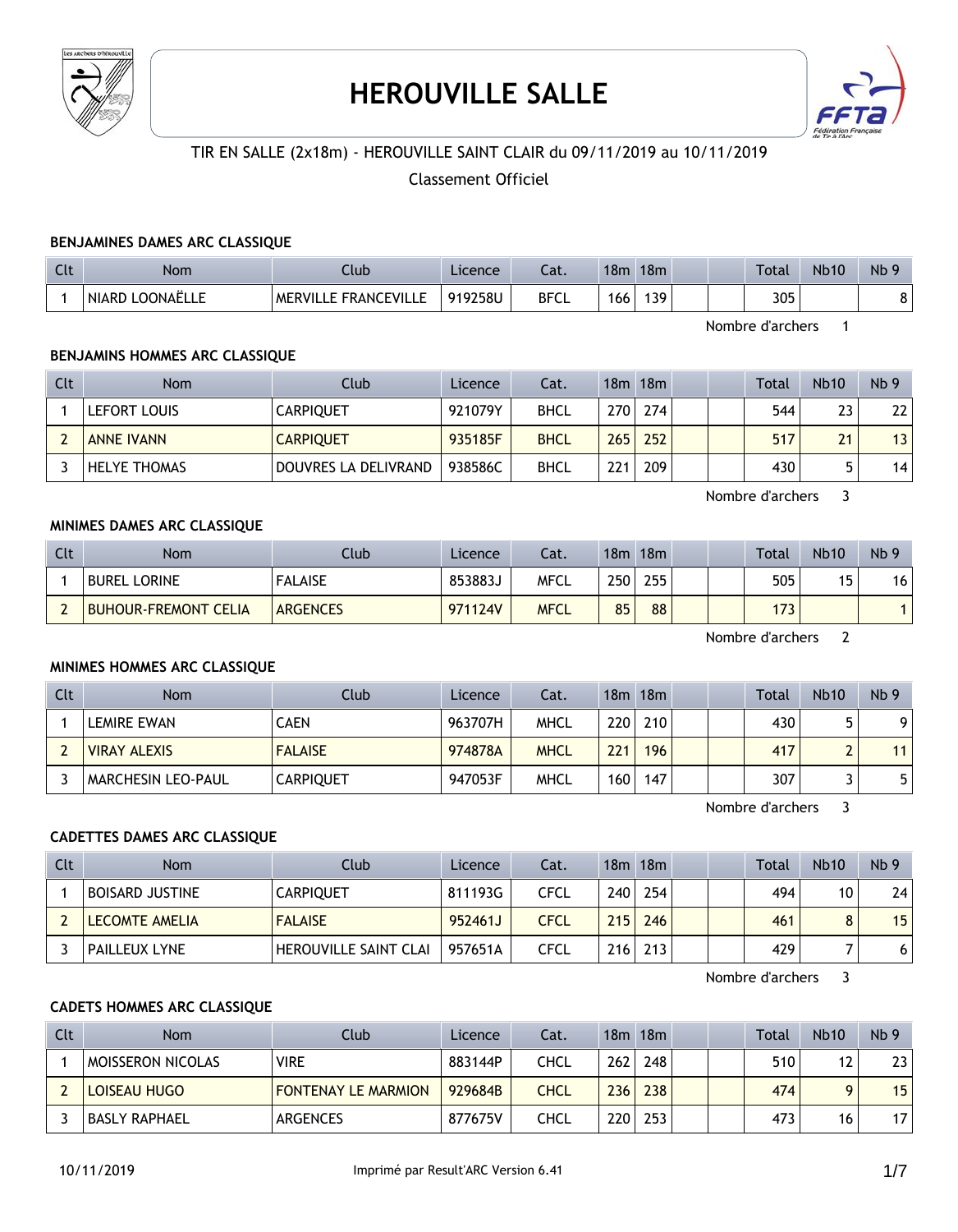# HEROUVILLE SALLE

TIR EN SALLE (2x18m) - HEROUVILLE SAINT CLAIR du 09/11/2019 au 10/11/2019

Classement Officiel

### BENJAMINES DAMES ARC CLASSIQUE

| Clt | Nom | Club | Licence | Cat. | 18m | 18m | | | Total | Nb10 | Nb 9 |
|---|---|---|---|---|---|---|---|---|---|---|---|
| 1 | NIARD LOONAËLLE | MERVILLE FRANCEVILLE | 919258U | BFCL | 166 | 139 | | | 305 | | 8 |

Nombre d'archers 1

### BENJAMINS HOMMES ARC CLASSIQUE

| Clt | Nom | Club | Licence | Cat. | 18m | 18m | | | Total | Nb10 | Nb 9 |
|---|---|---|---|---|---|---|---|---|---|---|---|
| 1 | LEFORT LOUIS | CARPIQUET | 921079Y | BHCL | 270 | 274 | | | 544 | 23 | 22 |
| 2 | ANNE IVANN | CARPIQUET | 935185F | BHCL | 265 | 252 | | | 517 | 21 | 13 |
| 3 | HELYE THOMAS | DOUVRES LA DELIVRAND | 938586C | BHCL | 221 | 209 | | | 430 | 5 | 14 |

Nombre d'archers 3

### MINIMES DAMES ARC CLASSIQUE

| Clt | Nom | Club | Licence | Cat. | 18m | 18m | | | Total | Nb10 | Nb 9 |
|---|---|---|---|---|---|---|---|---|---|---|---|
| 1 | BUREL LORINE | FALAISE | 853883J | MFCL | 250 | 255 | | | 505 | 15 | 16 |
| 2 | BUHOUR-FREMONT CELIA | ARGENCES | 971124V | MFCL | 85 | 88 | | | 173 | | 1 |

Nombre d'archers 2

### MINIMES HOMMES ARC CLASSIQUE

| Clt | Nom | Club | Licence | Cat. | 18m | 18m | | | Total | Nb10 | Nb 9 |
|---|---|---|---|---|---|---|---|---|---|---|---|
| 1 | LEMIRE EWAN | CAEN | 963707H | MHCL | 220 | 210 | | | 430 | 5 | 9 |
| 2 | VIRAY ALEXIS | FALAISE | 974878A | MHCL | 221 | 196 | | | 417 | 2 | 11 |
| 3 | MARCHESIN LEO-PAUL | CARPIQUET | 947053F | MHCL | 160 | 147 | | | 307 | 3 | 5 |

Nombre d'archers 3

### CADETTES DAMES ARC CLASSIQUE

| Clt | Nom | Club | Licence | Cat. | 18m | 18m | | | Total | Nb10 | Nb 9 |
|---|---|---|---|---|---|---|---|---|---|---|---|
| 1 | BOISARD JUSTINE | CARPIQUET | 811193G | CFCL | 240 | 254 | | | 494 | 10 | 24 |
| 2 | LECOMTE AMELIA | FALAISE | 952461J | CFCL | 215 | 246 | | | 461 | 8 | 15 |
| 3 | PAILLEUX LYNE | HEROUVILLE SAINT CLAI | 957651A | CFCL | 216 | 213 | | | 429 | 7 | 6 |

Nombre d'archers 3

### CADETS HOMMES ARC CLASSIQUE

| Clt | Nom | Club | Licence | Cat. | 18m | 18m | | | Total | Nb10 | Nb 9 |
|---|---|---|---|---|---|---|---|---|---|---|---|
| 1 | MOISSERON NICOLAS | VIRE | 883144P | CHCL | 262 | 248 | | | 510 | 12 | 23 |
| 2 | LOISEAU HUGO | FONTENAY LE MARMION | 929684B | CHCL | 236 | 238 | | | 474 | 9 | 15 |
| 3 | BASLY RAPHAEL | ARGENCES | 877675V | CHCL | 220 | 253 | | | 473 | 16 | 17 |

10/11/2019 Imprimé par Result'ARC Version 6.41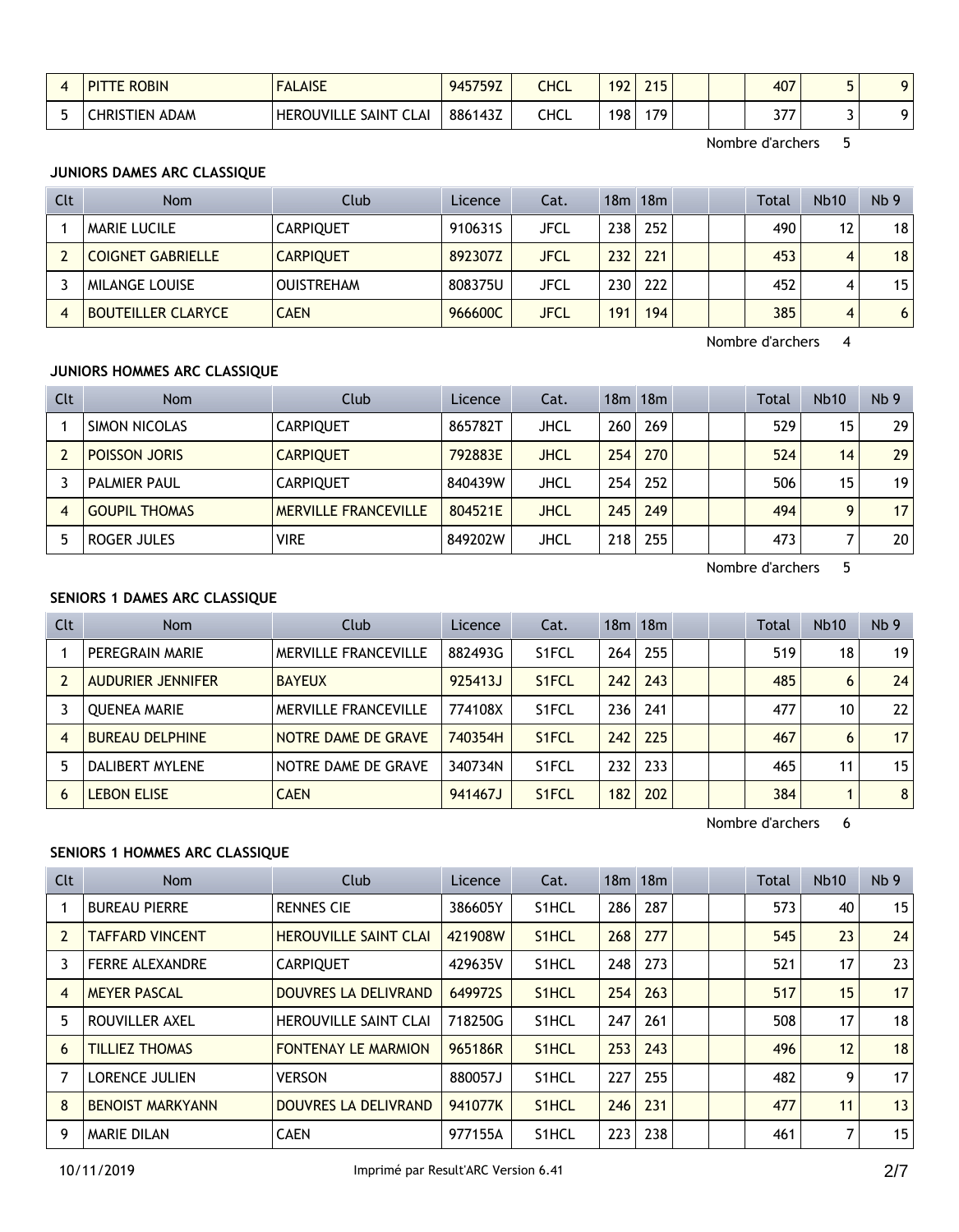| 4 | PITTE ROBIN | FALAISE | 945759Z | CHCL | 192 | 215 | | | 407 | 5 | 9 |
|---|---|---|---|---|---|---|---|---|---|---|---|
| 5 | CHRISTIEN ADAM | HEROUVILLE SAINT CLAI | 886143Z | CHCL | 198 | 179 | | | 377 | 3 | 9 |

Nombre d'archers 5

**JUNIORS DAMES ARC CLASSIQUE**

| Clt | Nom | Club | Licence | Cat. | 18m | 18m | | | Total | Nb10 | Nb 9 |
|---|---|---|---|---|---|---|---|---|---|---|---|
| 1 | MARIE LUCILE | CARPIQUET | 910631S | JFCL | 238 | 252 | | | 490 | 12 | 18 |
| 2 | COIGNET GABRIELLE | CARPIQUET | 892307Z | JFCL | 232 | 221 | | | 453 | 4 | 18 |
| 3 | MILANGE LOUISE | OUISTREHAM | 808375U | JFCL | 230 | 222 | | | 452 | 4 | 15 |
| 4 | BOUTEILLER CLARYCE | CAEN | 966600C | JFCL | 191 | 194 | | | 385 | 4 | 6 |

Nombre d'archers 4

**JUNIORS HOMMES ARC CLASSIQUE**

| Clt | Nom | Club | Licence | Cat. | 18m | 18m | | | Total | Nb10 | Nb 9 |
|---|---|---|---|---|---|---|---|---|---|---|---|
| 1 | SIMON NICOLAS | CARPIQUET | 865782T | JHCL | 260 | 269 | | | 529 | 15 | 29 |
| 2 | POISSON JORIS | CARPIQUET | 792883E | JHCL | 254 | 270 | | | 524 | 14 | 29 |
| 3 | PALMIER PAUL | CARPIQUET | 840439W | JHCL | 254 | 252 | | | 506 | 15 | 19 |
| 4 | GOUPIL THOMAS | MERVILLE FRANCEVILLE | 804521E | JHCL | 245 | 249 | | | 494 | 9 | 17 |
| 5 | ROGER JULES | VIRE | 849202W | JHCL | 218 | 255 | | | 473 | 7 | 20 |

Nombre d'archers 5

**SENIORS 1 DAMES ARC CLASSIQUE**

| Clt | Nom | Club | Licence | Cat. | 18m | 18m | | | Total | Nb10 | Nb 9 |
|---|---|---|---|---|---|---|---|---|---|---|---|
| 1 | PEREGRAIN MARIE | MERVILLE FRANCEVILLE | 882493G | S1FCL | 264 | 255 | | | 519 | 18 | 19 |
| 2 | AUDURIER JENNIFER | BAYEUX | 925413J | S1FCL | 242 | 243 | | | 485 | 6 | 24 |
| 3 | QUENEA MARIE | MERVILLE FRANCEVILLE | 774108X | S1FCL | 236 | 241 | | | 477 | 10 | 22 |
| 4 | BUREAU DELPHINE | NOTRE DAME DE GRAVE | 740354H | S1FCL | 242 | 225 | | | 467 | 6 | 17 |
| 5 | DALIBERT MYLENE | NOTRE DAME DE GRAVE | 340734N | S1FCL | 232 | 233 | | | 465 | 11 | 15 |
| 6 | LEBON ELISE | CAEN | 941467J | S1FCL | 182 | 202 | | | 384 | 1 | 8 |

Nombre d'archers 6

**SENIORS 1 HOMMES ARC CLASSIQUE**

| Clt | Nom | Club | Licence | Cat. | 18m | 18m | | | Total | Nb10 | Nb 9 |
|---|---|---|---|---|---|---|---|---|---|---|---|
| 1 | BUREAU PIERRE | RENNES CIE | 386605Y | S1HCL | 286 | 287 | | | 573 | 40 | 15 |
| 2 | TAFFARD VINCENT | HEROUVILLE SAINT CLAI | 421908W | S1HCL | 268 | 277 | | | 545 | 23 | 24 |
| 3 | FERRE ALEXANDRE | CARPIQUET | 429635V | S1HCL | 248 | 273 | | | 521 | 17 | 23 |
| 4 | MEYER PASCAL | DOUVRES LA DELIVRAND | 649972S | S1HCL | 254 | 263 | | | 517 | 15 | 17 |
| 5 | ROUVILLER AXEL | HEROUVILLE SAINT CLAI | 718250G | S1HCL | 247 | 261 | | | 508 | 17 | 18 |
| 6 | TILLIEZ THOMAS | FONTENAY LE MARMION | 965186R | S1HCL | 253 | 243 | | | 496 | 12 | 18 |
| 7 | LORENCE JULIEN | VERSON | 880057J | S1HCL | 227 | 255 | | | 482 | 9 | 17 |
| 8 | BENOIST MARKYANN | DOUVRES LA DELIVRAND | 941077K | S1HCL | 246 | 231 | | | 477 | 11 | 13 |
| 9 | MARIE DILAN | CAEN | 977155A | S1HCL | 223 | 238 | | | 461 | 7 | 15 |

10/11/2019 Imprimé par Result'ARC Version 6.41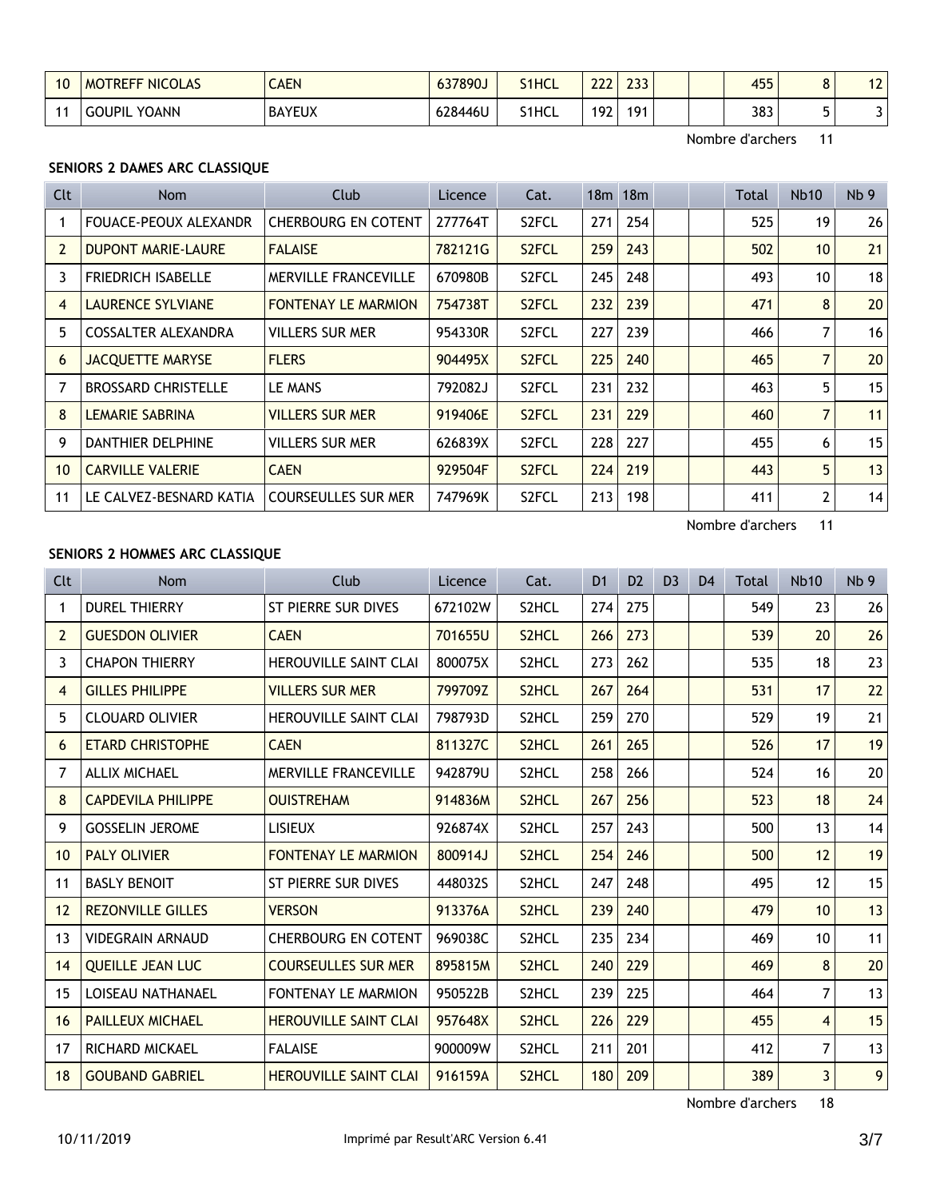| 10 | MOTREFF NICOLAS | CAEN | 637890J | S1HCL | 222 | 233 | | | 455 | 8 | 12 |
|---|---|---|---|---|---|---|---|---|---|---|---|
| 11 | GOUPIL YOANN | BAYEUX | 628446U | S1HCL | 192 | 191 | | | 383 | 5 | 3 |

Nombre d'archers 11

### SENIORS 2 DAMES ARC CLASSIQUE

| Clt | Nom | Club | Licence | Cat. | 18m | 18m | | | Total | Nb10 | Nb 9 |
|---|---|---|---|---|---|---|---|---|---|---|---|
| 1 | FOUACE-PEOUX ALEXANDR | CHERBOURG EN COTENT | 277764T | S2FCL | 271 | 254 | | | 525 | 19 | 26 |
| 2 | DUPONT MARIE-LAURE | FALAISE | 782121G | S2FCL | 259 | 243 | | | 502 | 10 | 21 |
| 3 | FRIEDRICH ISABELLE | MERVILLE FRANCEVILLE | 670980B | S2FCL | 245 | 248 | | | 493 | 10 | 18 |
| 4 | LAURENCE SYLVIANE | FONTENAY LE MARMION | 754738T | S2FCL | 232 | 239 | | | 471 | 8 | 20 |
| 5 | COSSALTER ALEXANDRA | VILLERS SUR MER | 954330R | S2FCL | 227 | 239 | | | 466 | 7 | 16 |
| 6 | JACQUETTE MARYSE | FLERS | 904495X | S2FCL | 225 | 240 | | | 465 | 7 | 20 |
| 7 | BROSSARD CHRISTELLE | LE MANS | 792082J | S2FCL | 231 | 232 | | | 463 | 5 | 15 |
| 8 | LEMARIE SABRINA | VILLERS SUR MER | 919406E | S2FCL | 231 | 229 | | | 460 | 7 | 11 |
| 9 | DANTHIER DELPHINE | VILLERS SUR MER | 626839X | S2FCL | 228 | 227 | | | 455 | 6 | 15 |
| 10 | CARVILLE VALERIE | CAEN | 929504F | S2FCL | 224 | 219 | | | 443 | 5 | 13 |
| 11 | LE CALVEZ-BESNARD KATIA | COURSEULLES SUR MER | 747969K | S2FCL | 213 | 198 | | | 411 | 2 | 14 |

Nombre d'archers 11

### SENIORS 2 HOMMES ARC CLASSIQUE

| Clt | Nom | Club | Licence | Cat. | D1 | D2 | D3 | D4 | Total | Nb10 | Nb 9 |
|---|---|---|---|---|---|---|---|---|---|---|---|
| 1 | DUREL THIERRY | ST PIERRE SUR DIVES | 672102W | S2HCL | 274 | 275 | | | 549 | 23 | 26 |
| 2 | GUESDON OLIVIER | CAEN | 701655U | S2HCL | 266 | 273 | | | 539 | 20 | 26 |
| 3 | CHAPON THIERRY | HEROUVILLE SAINT CLAI | 800075X | S2HCL | 273 | 262 | | | 535 | 18 | 23 |
| 4 | GILLES PHILIPPE | VILLERS SUR MER | 799709Z | S2HCL | 267 | 264 | | | 531 | 17 | 22 |
| 5 | CLOUARD OLIVIER | HEROUVILLE SAINT CLAI | 798793D | S2HCL | 259 | 270 | | | 529 | 19 | 21 |
| 6 | ETARD CHRISTOPHE | CAEN | 811327C | S2HCL | 261 | 265 | | | 526 | 17 | 19 |
| 7 | ALLIX MICHAEL | MERVILLE FRANCEVILLE | 942879U | S2HCL | 258 | 266 | | | 524 | 16 | 20 |
| 8 | CAPDEVILA PHILIPPE | OUISTREHAM | 914836M | S2HCL | 267 | 256 | | | 523 | 18 | 24 |
| 9 | GOSSELIN JEROME | LISIEUX | 926874X | S2HCL | 257 | 243 | | | 500 | 13 | 14 |
| 10 | PALY OLIVIER | FONTENAY LE MARMION | 800914J | S2HCL | 254 | 246 | | | 500 | 12 | 19 |
| 11 | BASLY BENOIT | ST PIERRE SUR DIVES | 448032S | S2HCL | 247 | 248 | | | 495 | 12 | 15 |
| 12 | REZONVILLE GILLES | VERSON | 913376A | S2HCL | 239 | 240 | | | 479 | 10 | 13 |
| 13 | VIDEGRAIN ARNAUD | CHERBOURG EN COTENT | 969038C | S2HCL | 235 | 234 | | | 469 | 10 | 11 |
| 14 | QUEILLE JEAN LUC | COURSEULLES SUR MER | 895815M | S2HCL | 240 | 229 | | | 469 | 8 | 20 |
| 15 | LOISEAU NATHANAEL | FONTENAY LE MARMION | 950522B | S2HCL | 239 | 225 | | | 464 | 7 | 13 |
| 16 | PAILLEUX MICHAEL | HEROUVILLE SAINT CLAI | 957648X | S2HCL | 226 | 229 | | | 455 | 4 | 15 |
| 17 | RICHARD MICKAEL | FALAISE | 900009W | S2HCL | 211 | 201 | | | 412 | 7 | 13 |
| 18 | GOUBAND GABRIEL | HEROUVILLE SAINT CLAI | 916159A | S2HCL | 180 | 209 | | | 389 | 3 | 9 |

Nombre d'archers 18

10/11/2019 Imprimé par Result'ARC Version 6.41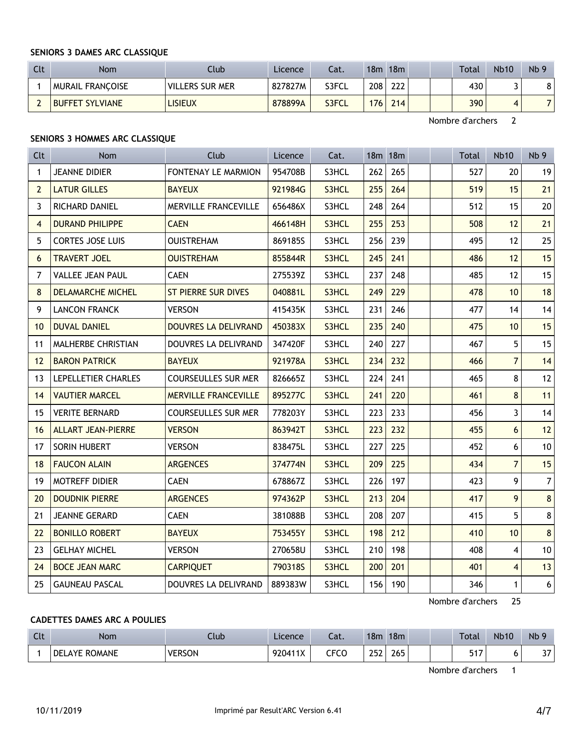### SENIORS 3 DAMES ARC CLASSIQUE

| Clt | Nom | Club | Licence | Cat. | 18m | 18m | | | Total | Nb10 | Nb 9 |
|---|---|---|---|---|---|---|---|---|---|---|---|
| 1 | MURAIL FRANÇOISE | VILLERS SUR MER | 827827M | S3FCL | 208 | 222 | | | 430 | 3 | 8 |
| 2 | BUFFET SYLVIANE | LISIEUX | 878899A | S3FCL | 176 | 214 | | | 390 | 4 | 7 |

Nombre d'archers 2

### SENIORS 3 HOMMES ARC CLASSIQUE

| Clt | Nom | Club | Licence | Cat. | 18m | 18m | | | Total | Nb10 | Nb 9 |
|---|---|---|---|---|---|---|---|---|---|---|---|
| 1 | JEANNE DIDIER | FONTENAY LE MARMION | 954708B | S3HCL | 262 | 265 | | | 527 | 20 | 19 |
| 2 | LATUR GILLES | BAYEUX | 921984G | S3HCL | 255 | 264 | | | 519 | 15 | 21 |
| 3 | RICHARD DANIEL | MERVILLE FRANCEVILLE | 656486X | S3HCL | 248 | 264 | | | 512 | 15 | 20 |
| 4 | DURAND PHILIPPE | CAEN | 466148H | S3HCL | 255 | 253 | | | 508 | 12 | 21 |
| 5 | CORTES JOSE LUIS | OUISTREHAM | 869185S | S3HCL | 256 | 239 | | | 495 | 12 | 25 |
| 6 | TRAVERT JOEL | OUISTREHAM | 855844R | S3HCL | 245 | 241 | | | 486 | 12 | 15 |
| 7 | VALLEE JEAN PAUL | CAEN | 275539Z | S3HCL | 237 | 248 | | | 485 | 12 | 15 |
| 8 | DELAMARCHE MICHEL | ST PIERRE SUR DIVES | 040881L | S3HCL | 249 | 229 | | | 478 | 10 | 18 |
| 9 | LANCON FRANCK | VERSON | 415435K | S3HCL | 231 | 246 | | | 477 | 14 | 14 |
| 10 | DUVAL DANIEL | DOUVRES LA DELIVRAND | 450383X | S3HCL | 235 | 240 | | | 475 | 10 | 15 |
| 11 | MALHERBE CHRISTIAN | DOUVRES LA DELIVRAND | 347420F | S3HCL | 240 | 227 | | | 467 | 5 | 15 |
| 12 | BARON PATRICK | BAYEUX | 921978A | S3HCL | 234 | 232 | | | 466 | 7 | 14 |
| 13 | LEPELLETIER CHARLES | COURSEULLES SUR MER | 826665Z | S3HCL | 224 | 241 | | | 465 | 8 | 12 |
| 14 | VAUTIER MARCEL | MERVILLE FRANCEVILLE | 895277C | S3HCL | 241 | 220 | | | 461 | 8 | 11 |
| 15 | VERITE BERNARD | COURSEULLES SUR MER | 778203Y | S3HCL | 223 | 233 | | | 456 | 3 | 14 |
| 16 | ALLART JEAN-PIERRE | VERSON | 863942T | S3HCL | 223 | 232 | | | 455 | 6 | 12 |
| 17 | SORIN HUBERT | VERSON | 838475L | S3HCL | 227 | 225 | | | 452 | 6 | 10 |
| 18 | FAUCON ALAIN | ARGENCES | 374774N | S3HCL | 209 | 225 | | | 434 | 7 | 15 |
| 19 | MOTREFF DIDIER | CAEN | 678867Z | S3HCL | 226 | 197 | | | 423 | 9 | 7 |
| 20 | DOUDNIK PIERRE | ARGENCES | 974362P | S3HCL | 213 | 204 | | | 417 | 9 | 8 |
| 21 | JEANNE GERARD | CAEN | 381088B | S3HCL | 208 | 207 | | | 415 | 5 | 8 |
| 22 | BONILLO ROBERT | BAYEUX | 753455Y | S3HCL | 198 | 212 | | | 410 | 10 | 8 |
| 23 | GELHAY MICHEL | VERSON | 270658U | S3HCL | 210 | 198 | | | 408 | 4 | 10 |
| 24 | BOCE JEAN MARC | CARPIQUET | 790318S | S3HCL | 200 | 201 | | | 401 | 4 | 13 |
| 25 | GAUNEAU PASCAL | DOUVRES LA DELIVRAND | 889383W | S3HCL | 156 | 190 | | | 346 | 1 | 6 |

Nombre d'archers 25

### CADETTES DAMES ARC A POULIES

| Clt | Nom | Club | Licence | Cat. | 18m | 18m | | | Total | Nb10 | Nb 9 |
|---|---|---|---|---|---|---|---|---|---|---|---|
| 1 | DELAYE ROMANE | VERSON | 920411X | CFCO | 252 | 265 | | | 517 | 6 | 37 |

Nombre d'archers 1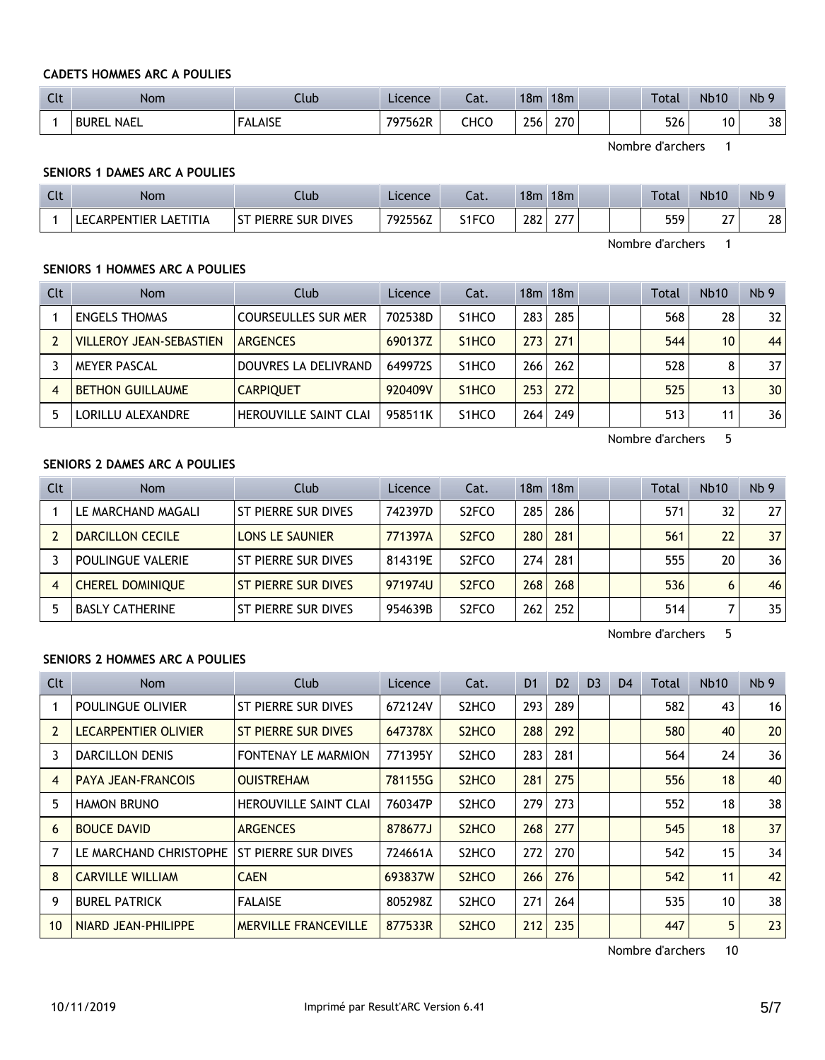#### CADETS HOMMES ARC A POULIES

| Clt | Nom | Club | Licence | Cat. | 18m | 18m | | | Total | Nb10 | Nb 9 |
|---|---|---|---|---|---|---|---|---|---|---|---|
| 1 | BUREL NAEL | FALAISE | 797562R | CHCO | 256 | 270 | | | 526 | 10 | 38 |

Nombre d'archers 1

#### SENIORS 1 DAMES ARC A POULIES

| Clt | Nom | Club | Licence | Cat. | 18m | 18m | | | Total | Nb10 | Nb 9 |
|---|---|---|---|---|---|---|---|---|---|---|---|
| 1 | LECARPENTIER LAETITIA | ST PIERRE SUR DIVES | 792556Z | S1FCO | 282 | 277 | | | 559 | 27 | 28 |

Nombre d'archers 1

#### SENIORS 1 HOMMES ARC A POULIES

| Clt | Nom | Club | Licence | Cat. | 18m | 18m | | | Total | Nb10 | Nb 9 |
|---|---|---|---|---|---|---|---|---|---|---|---|
| 1 | ENGELS THOMAS | COURSEULLES SUR MER | 702538D | S1HCO | 283 | 285 | | | 568 | 28 | 32 |
| 2 | VILLEROY JEAN-SEBASTIEN | ARGENCES | 690137Z | S1HCO | 273 | 271 | | | 544 | 10 | 44 |
| 3 | MEYER PASCAL | DOUVRES LA DELIVRAND | 649972S | S1HCO | 266 | 262 | | | 528 | 8 | 37 |
| 4 | BETHON GUILLAUME | CARPIQUET | 920409V | S1HCO | 253 | 272 | | | 525 | 13 | 30 |
| 5 | LORILLU ALEXANDRE | HEROUVILLE SAINT CLAI | 958511K | S1HCO | 264 | 249 | | | 513 | 11 | 36 |

Nombre d'archers 5

#### SENIORS 2 DAMES ARC A POULIES

| Clt | Nom | Club | Licence | Cat. | 18m | 18m | | | Total | Nb10 | Nb 9 |
|---|---|---|---|---|---|---|---|---|---|---|---|
| 1 | LE MARCHAND MAGALI | ST PIERRE SUR DIVES | 742397D | S2FCO | 285 | 286 | | | 571 | 32 | 27 |
| 2 | DARCILLON CECILE | LONS LE SAUNIER | 771397A | S2FCO | 280 | 281 | | | 561 | 22 | 37 |
| 3 | POULINGUE VALERIE | ST PIERRE SUR DIVES | 814319E | S2FCO | 274 | 281 | | | 555 | 20 | 36 |
| 4 | CHEREL DOMINIQUE | ST PIERRE SUR DIVES | 971974U | S2FCO | 268 | 268 | | | 536 | 6 | 46 |
| 5 | BASLY CATHERINE | ST PIERRE SUR DIVES | 954639B | S2FCO | 262 | 252 | | | 514 | 7 | 35 |

Nombre d'archers 5

#### SENIORS 2 HOMMES ARC A POULIES

| Clt | Nom | Club | Licence | Cat. | D1 | D2 | D3 | D4 | Total | Nb10 | Nb 9 |
|---|---|---|---|---|---|---|---|---|---|---|---|
| 1 | POULINGUE OLIVIER | ST PIERRE SUR DIVES | 672124V | S2HCO | 293 | 289 | | | 582 | 43 | 16 |
| 2 | LECARPENTIER OLIVIER | ST PIERRE SUR DIVES | 647378X | S2HCO | 288 | 292 | | | 580 | 40 | 20 |
| 3 | DARCILLON DENIS | FONTENAY LE MARMION | 771395Y | S2HCO | 283 | 281 | | | 564 | 24 | 36 |
| 4 | PAYA JEAN-FRANCOIS | OUISTREHAM | 781155G | S2HCO | 281 | 275 | | | 556 | 18 | 40 |
| 5 | HAMON BRUNO | HEROUVILLE SAINT CLAI | 760347P | S2HCO | 279 | 273 | | | 552 | 18 | 38 |
| 6 | BOUCE DAVID | ARGENCES | 878677J | S2HCO | 268 | 277 | | | 545 | 18 | 37 |
| 7 | LE MARCHAND CHRISTOPHE | ST PIERRE SUR DIVES | 724661A | S2HCO | 272 | 270 | | | 542 | 15 | 34 |
| 8 | CARVILLE WILLIAM | CAEN | 693837W | S2HCO | 266 | 276 | | | 542 | 11 | 42 |
| 9 | BUREL PATRICK | FALAISE | 805298Z | S2HCO | 271 | 264 | | | 535 | 10 | 38 |
| 10 | NIARD JEAN-PHILIPPE | MERVILLE FRANCEVILLE | 877533R | S2HCO | 212 | 235 | | | 447 | 5 | 23 |

Nombre d'archers 10

10/11/2019 Imprimé par Result'ARC Version 6.41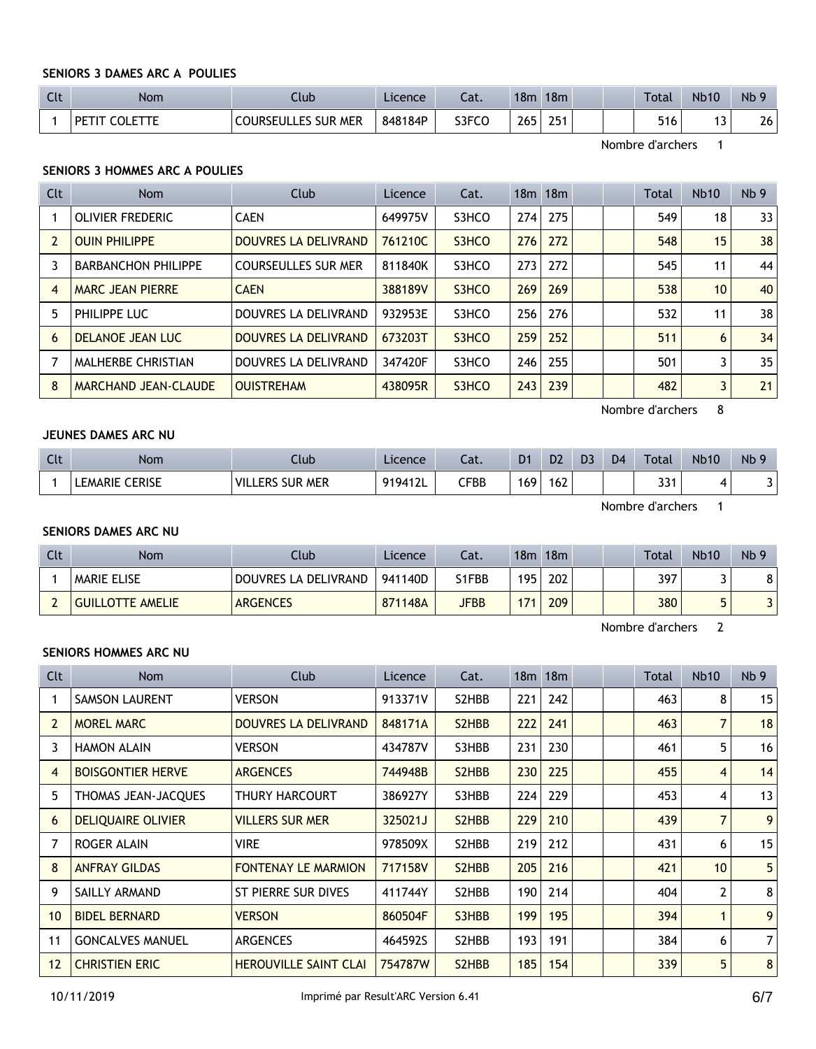**SENIORS 3 DAMES ARC A POULIES**

| Clt | Nom | Club | Licence | Cat. | 18m | 18m | | | Total | Nb10 | Nb 9 |
|---|---|---|---|---|---|---|---|---|---|---|---|
| 1 | PETIT COLETTE | COURSEULLES SUR MER | 848184P | S3FCO | 265 | 251 | | | 516 | 13 | 26 |

Nombre d'archers 1

**SENIORS 3 HOMMES ARC A POULIES**

| Clt | Nom | Club | Licence | Cat. | 18m | 18m | | | Total | Nb10 | Nb 9 |
|---|---|---|---|---|---|---|---|---|---|---|---|
| 1 | OLIVIER FREDERIC | CAEN | 649975V | S3HCO | 274 | 275 | | | 549 | 18 | 33 |
| 2 | OUIN PHILIPPE | DOUVRES LA DELIVRAND | 761210C | S3HCO | 276 | 272 | | | 548 | 15 | 38 |
| 3 | BARBANCHON PHILIPPE | COURSEULLES SUR MER | 811840K | S3HCO | 273 | 272 | | | 545 | 11 | 44 |
| 4 | MARC JEAN PIERRE | CAEN | 388189V | S3HCO | 269 | 269 | | | 538 | 10 | 40 |
| 5 | PHILIPPE LUC | DOUVRES LA DELIVRAND | 932953E | S3HCO | 256 | 276 | | | 532 | 11 | 38 |
| 6 | DELANOE JEAN LUC | DOUVRES LA DELIVRAND | 673203T | S3HCO | 259 | 252 | | | 511 | 6 | 34 |
| 7 | MALHERBE CHRISTIAN | DOUVRES LA DELIVRAND | 347420F | S3HCO | 246 | 255 | | | 501 | 3 | 35 |
| 8 | MARCHAND JEAN-CLAUDE | OUISTREHAM | 438095R | S3HCO | 243 | 239 | | | 482 | 3 | 21 |

Nombre d'archers 8

**JEUNES DAMES ARC NU**

| Clt | Nom | Club | Licence | Cat. | D1 | D2 | D3 | D4 | Total | Nb10 | Nb 9 |
|---|---|---|---|---|---|---|---|---|---|---|---|
| 1 | LEMARIE CERISE | VILLERS SUR MER | 919412L | CFBB | 169 | 162 | | | 331 | 4 | 3 |

Nombre d'archers 1

**SENIORS DAMES ARC NU**

| Clt | Nom | Club | Licence | Cat. | 18m | 18m | | | Total | Nb10 | Nb 9 |
|---|---|---|---|---|---|---|---|---|---|---|---|
| 1 | MARIE ELISE | DOUVRES LA DELIVRAND | 941140D | S1FBB | 195 | 202 | | | 397 | 3 | 8 |
| 2 | GUILLOTTE AMELIE | ARGENCES | 871148A | JFBB | 171 | 209 | | | 380 | 5 | 3 |

Nombre d'archers 2

**SENIORS HOMMES ARC NU**

| Clt | Nom | Club | Licence | Cat. | 18m | 18m | | | Total | Nb10 | Nb 9 |
|---|---|---|---|---|---|---|---|---|---|---|---|
| 1 | SAMSON LAURENT | VERSON | 913371V | S2HBB | 221 | 242 | | | 463 | 8 | 15 |
| 2 | MOREL MARC | DOUVRES LA DELIVRAND | 848171A | S2HBB | 222 | 241 | | | 463 | 7 | 18 |
| 3 | HAMON ALAIN | VERSON | 434787V | S3HBB | 231 | 230 | | | 461 | 5 | 16 |
| 4 | BOISGONTIER HERVE | ARGENCES | 744948B | S2HBB | 230 | 225 | | | 455 | 4 | 14 |
| 5 | THOMAS JEAN-JACQUES | THURY HARCOURT | 386927Y | S3HBB | 224 | 229 | | | 453 | 4 | 13 |
| 6 | DELIQUAIRE OLIVIER | VILLERS SUR MER | 325021J | S2HBB | 229 | 210 | | | 439 | 7 | 9 |
| 7 | ROGER ALAIN | VIRE | 978509X | S2HBB | 219 | 212 | | | 431 | 6 | 15 |
| 8 | ANFRAY GILDAS | FONTENAY LE MARMION | 717158V | S2HBB | 205 | 216 | | | 421 | 10 | 5 |
| 9 | SAILLY ARMAND | ST PIERRE SUR DIVES | 411744Y | S2HBB | 190 | 214 | | | 404 | 2 | 8 |
| 10 | BIDEL BERNARD | VERSON | 860504F | S3HBB | 199 | 195 | | | 394 | 1 | 9 |
| 11 | GONCALVES MANUEL | ARGENCES | 464592S | S2HBB | 193 | 191 | | | 384 | 6 | 7 |
| 12 | CHRISTIEN ERIC | HEROUVILLE SAINT CLAI | 754787W | S2HBB | 185 | 154 | | | 339 | 5 | 8 |

10/11/2019 Imprimé par Result'ARC Version 6.41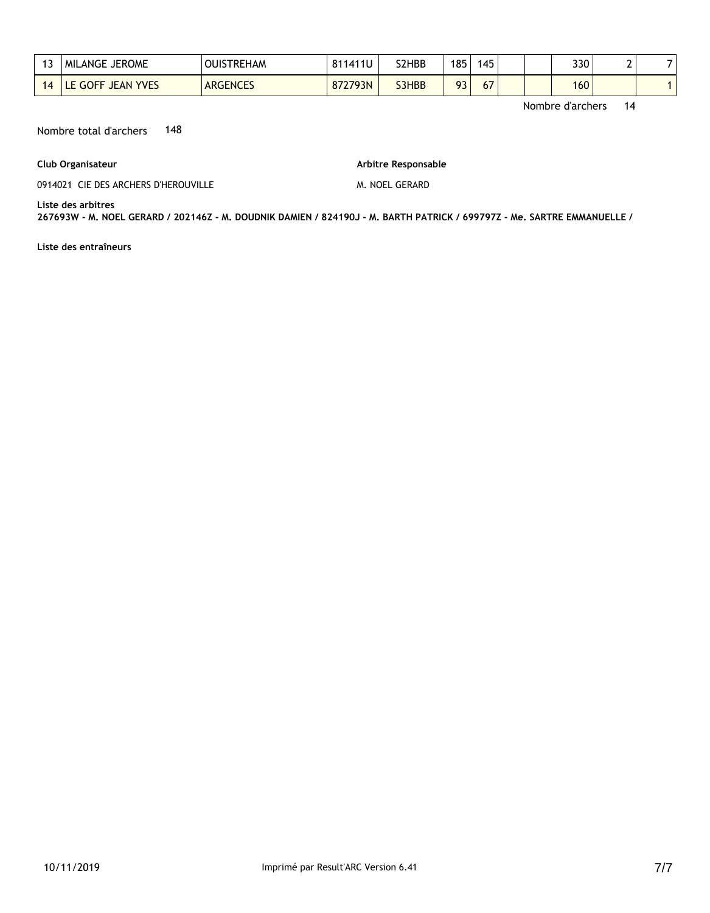| | | | | | | | | | | | | |
|---|---|---|---|---|---|---|---|---|---|---|---|---|
| 13 | MILANGE JEROME | OUISTREHAM | 811411U | S2HBB | 185 | 145 | | | 330 | 2 | | 7 |
| 14 | LE GOFF JEAN YVES | ARGENCES | 872793N | S3HBB | 93 | 67 | | | 160 | | | 1 |

Nombre d'archers 14

Nombre total d'archers 148

**Club Organisateur**

0914021 CIE DES ARCHERS D'HEROUVILLE

**Arbitre Responsable**

M. NOEL GERARD

**Liste des arbitres**

**267693W - M. NOEL GERARD / 202146Z - M. DOUDNIK DAMIEN / 824190J - M. BARTH PATRICK / 699797Z - Me. SARTRE EMMANUELLE /**

**Liste des entraîneurs**

10/11/2019 Imprimé par Result'ARC Version 6.41